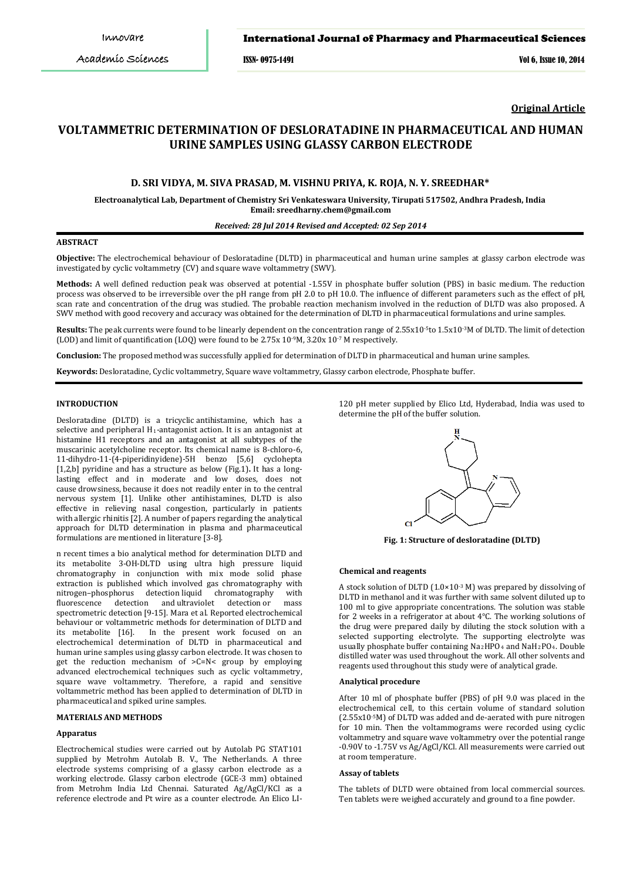**Original Article**

# VOLTAMMETRIC DETERMINATION OF DESLORATADINE IN PHARMACEUTICAL AND HUMAN URINE SAMPLES USING GLASSY CARBON ELECTRODE

**D. SRI VIDYA, M. SIVA PRASAD, M. VISHNU PRIYA, K. ROJA, N. Y. SREEDHAR***

**Electroanalytical Lab, Department of Chemistry Sri Venkateswara University, Tirupati 517502, Andhra Pradesh, India**
**Email: sreedharny.chem@gmail.com**

***Received: 28 Jul 2014 Revised and Accepted: 02 Sep 2014***

## ABSTRACT

**Objective:** The electrochemical behaviour of Desloratadine (DLTD) in pharmaceutical and human urine samples at glassy carbon electrode was investigated by cyclic voltammetry (CV) and square wave voltammetry (SWV).

**Methods:** A well defined reduction peak was observed at potential -1.55V in phosphate buffer solution (PBS) in basic medium. The reduction process was observed to be irreversible over the pH range from pH 2.0 to pH 10.0. The influence of different parameters such as the effect of pH, scan rate and concentration of the drug was studied. The probable reaction mechanism involved in the reduction of DLTD was also proposed. A SWV method with good recovery and accuracy was obtained for the determination of DLTD in pharmaceutical formulations and urine samples.

**Results:** The peak currents were found to be linearly dependent on the concentration range of $2.55 \times 10^{-5}$ to $1.5 \times 10^{-3}$M of DLTD. The limit of detection (LOD) and limit of quantification (LOQ) were found to be $2.75 \times 10^{-9}$M, $3.20 \times 10^{-7}$ M respectively.

**Conclusion:** The proposed method was successfully applied for determination of DLTD in pharmaceutical and human urine samples.

**Keywords:** Desloratadine, Cyclic voltammetry, Square wave voltammetry, Glassy carbon electrode, Phosphate buffer.

## INTRODUCTION

Desloratadine (DLTD) is a tricyclic antihistamine, which has a selective and peripheral $H_1$-antagonist action. It is an antagonist at histamine H1 receptors and an antagonist at all subtypes of the muscarinic acetylcholine receptor. Its chemical name is 8-chloro-6, 11-dihydro-11-(4-piperidinyidene)-5H benzo [5,6] cyclohepta [1,2,b] pyridine and has a structure as below (Fig.1). It has a long-lasting effect and in moderate and low doses, does not cause drowsiness, because it does not readily enter in to the central nervous system [1]. Unlike other antihistamines, DLTD is also effective in relieving nasal congestion, particularly in patients with allergic rhinitis [2]. A number of papers regarding the analytical approach for DLTD determination in plasma and pharmaceutical formulations are mentioned in literature [3-8].

n recent times a bio analytical method for determination DLTD and its metabolite 3-OH-DLTD using ultra high pressure liquid chromatography in conjunction with mix mode solid phase extraction is published which involved gas chromatography with nitrogen–phosphorus detection liquid chromatography with fluorescence detection and ultraviolet detection or mass spectrometric detection [9-15]. Mara et al. Reported electrochemical behaviour or voltammetric methods for determination of DLTD and its metabolite [16]. In the present work focused on an electrochemical determination of DLTD in pharmaceutical and human urine samples using glassy carbon electrode. It was chosen to get the reduction mechanism of >C=N< group by employing advanced electrochemical techniques such as cyclic voltammetry, square wave voltammetry. Therefore, a rapid and sensitive voltammetric method has been applied to determination of DLTD in pharmaceutical and spiked urine samples.

## MATERIALS AND METHODS

### Apparatus

Electrochemical studies were carried out by Autolab PG STAT101 supplied by Metrohm Autolab B. V., The Netherlands. A three electrode systems comprising of a glassy carbon electrode as a working electrode. Glassy carbon electrode (GCE-3 mm) obtained from Metrohm India Ltd Chennai. Saturated Ag/AgCl/KCl as a reference electrode and Pt wire as a counter electrode. An Elico LI-120 pH meter supplied by Elico Ltd, Hyderabad, India was used to determine the pH of the buffer solution.

**Fig. 1: Structure of desloratadine (DLTD)**

### Chemical and reagents

A stock solution of DLTD ($1.0 \times 10^{-3}$ M) was prepared by dissolving of DLTD in methanol and it was further with same solvent diluted up to 100 ml to give appropriate concentrations. The solution was stable for 2 weeks in a refrigerator at about 4°C. The working solutions of the drug were prepared daily by diluting the stock solution with a selected supporting electrolyte. The supporting electrolyte was usually phosphate buffer containing $Na_2HPO_4$ and $NaH_2PO_4$. Double distilled water was used throughout the work. All other solvents and reagents used throughout this study were of analytical grade.

### Analytical procedure

After 10 ml of phosphate buffer (PBS) of pH 9.0 was placed in the electrochemical cell, to this certain volume of standard solution ($2.55 \times 10^{-5}$M) of DLTD was added and de-aerated with pure nitrogen for 10 min. Then the voltammograms were recorded using cyclic voltammetry and square wave voltammetry over the potential range -0.90V to -1.75V vs Ag/AgCl/KCl. All measurements were carried out at room temperature.

### Assay of tablets

The tablets of DLTD were obtained from local commercial sources. Ten tablets were weighed accurately and ground to a fine powder.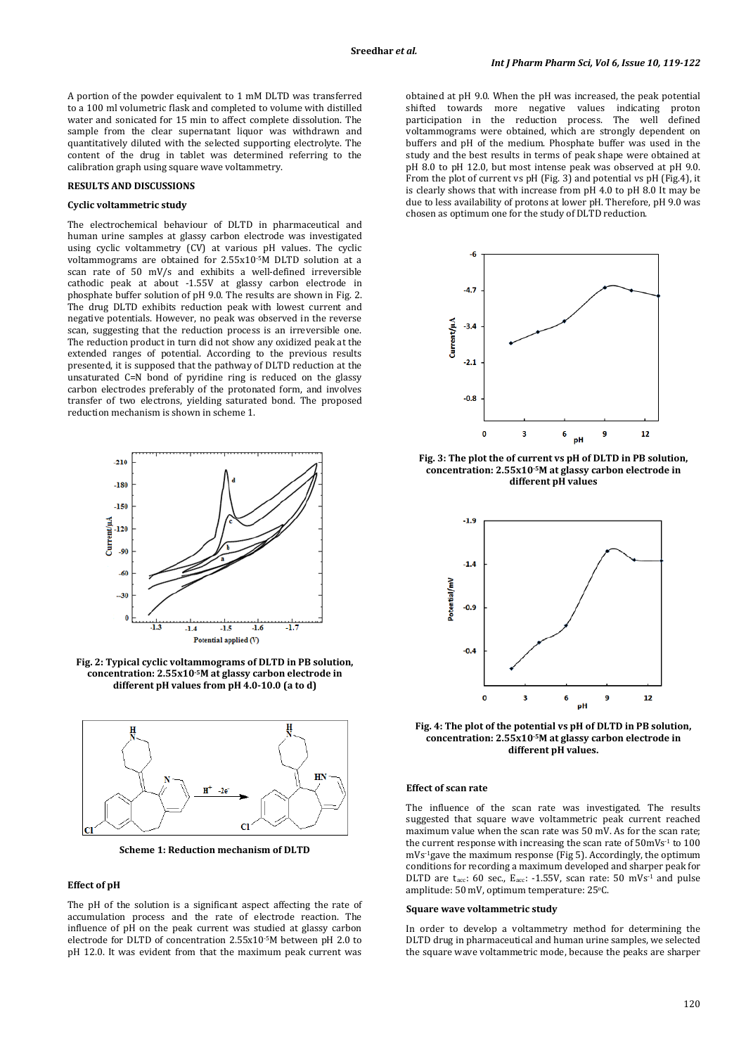A portion of the powder equivalent to 1 mM DLTD was transferred to a 100 ml volumetric flask and completed to volume with distilled water and sonicated for 15 min to affect complete dissolution. The sample from the clear supernatant liquor was withdrawn and quantitatively diluted with the selected supporting electrolyte. The content of the drug in tablet was determined referring to the calibration graph using square wave voltammetry.

## RESULTS AND DISCUSSIONS

### Cyclic voltammetric study

The electrochemical behaviour of DLTD in pharmaceutical and human urine samples at glassy carbon electrode was investigated using cyclic voltammetry (CV) at various pH values. The cyclic voltammograms are obtained for $2.55\times10^{-5}$M DLTD solution at a scan rate of 50 mV/s and exhibits a well-defined irreversible cathodic peak at about -1.55V at glassy carbon electrode in phosphate buffer solution of pH 9.0. The results are shown in Fig. 2. The drug DLTD exhibits reduction peak with lowest current and negative potentials. However, no peak was observed in the reverse scan, suggesting that the reduction process is an irreversible one. The reduction product in turn did not show any oxidized peak at the extended ranges of potential. According to the previous results presented, it is supposed that the pathway of DLTD reduction at the unsaturated C=N bond of pyridine ring is reduced on the glassy carbon electrodes preferably of the protonated form, and involves transfer of two electrons, yielding saturated bond. The proposed reduction mechanism is shown in scheme 1.

**Fig. 2: Typical cyclic voltammograms of DLTD in PB solution, concentration: $2.55\times10^{-5}$M at glassy carbon electrode in different pH values from pH 4.0-10.0 (a to d)**

**Scheme 1: Reduction mechanism of DLTD**

### Effect of pH

The pH of the solution is a significant aspect affecting the rate of accumulation process and the rate of electrode reaction. The influence of pH on the peak current was studied at glassy carbon electrode for DLTD of concentration $2.55\times10^{-5}$M between pH 2.0 to pH 12.0. It was evident from that the maximum peak current was obtained at pH 9.0. When the pH was increased, the peak potential shifted towards more negative values indicating proton participation in the reduction process. The well defined voltammograms were obtained, which are strongly dependent on buffers and pH of the medium. Phosphate buffer was used in the study and the best results in terms of peak shape were obtained at pH 8.0 to pH 12.0, but most intense peak was observed at pH 9.0. From the plot of current vs pH (Fig. 3) and potential vs pH (Fig.4), it is clearly shows that with increase from pH 4.0 to pH 8.0 It may be due to less availability of protons at lower pH. Therefore, pH 9.0 was chosen as optimum one for the study of DLTD reduction.

**Fig. 3: The plot the of current vs pH of DLTD in PB solution, concentration: $2.55\times10^{-5}$M at glassy carbon electrode in different pH values**

**Fig. 4: The plot of the potential vs pH of DLTD in PB solution, concentration: $2.55\times10^{-5}$M at glassy carbon electrode in different pH values.**

### Effect of scan rate

The influence of the scan rate was investigated. The results suggested that square wave voltammetric peak current reached maximum value when the scan rate was 50 mV. As for the scan rate; the current response with increasing the scan rate of $50mVs^{-1}$ to 100 $mVs^{-1}$gave the maximum response (Fig 5). Accordingly, the optimum conditions for recording a maximum developed and sharper peak for DLTD are $t_{acc}$: 60 sec., $E_{acc}$: -1.55V, scan rate: 50 $mVs^{-1}$ and pulse amplitude: 50 mV, optimum temperature: 25°C.

### Square wave voltammetric study

In order to develop a voltammetry method for determining the DLTD drug in pharmaceutical and human urine samples, we selected the square wave voltammetric mode, because the peaks are sharper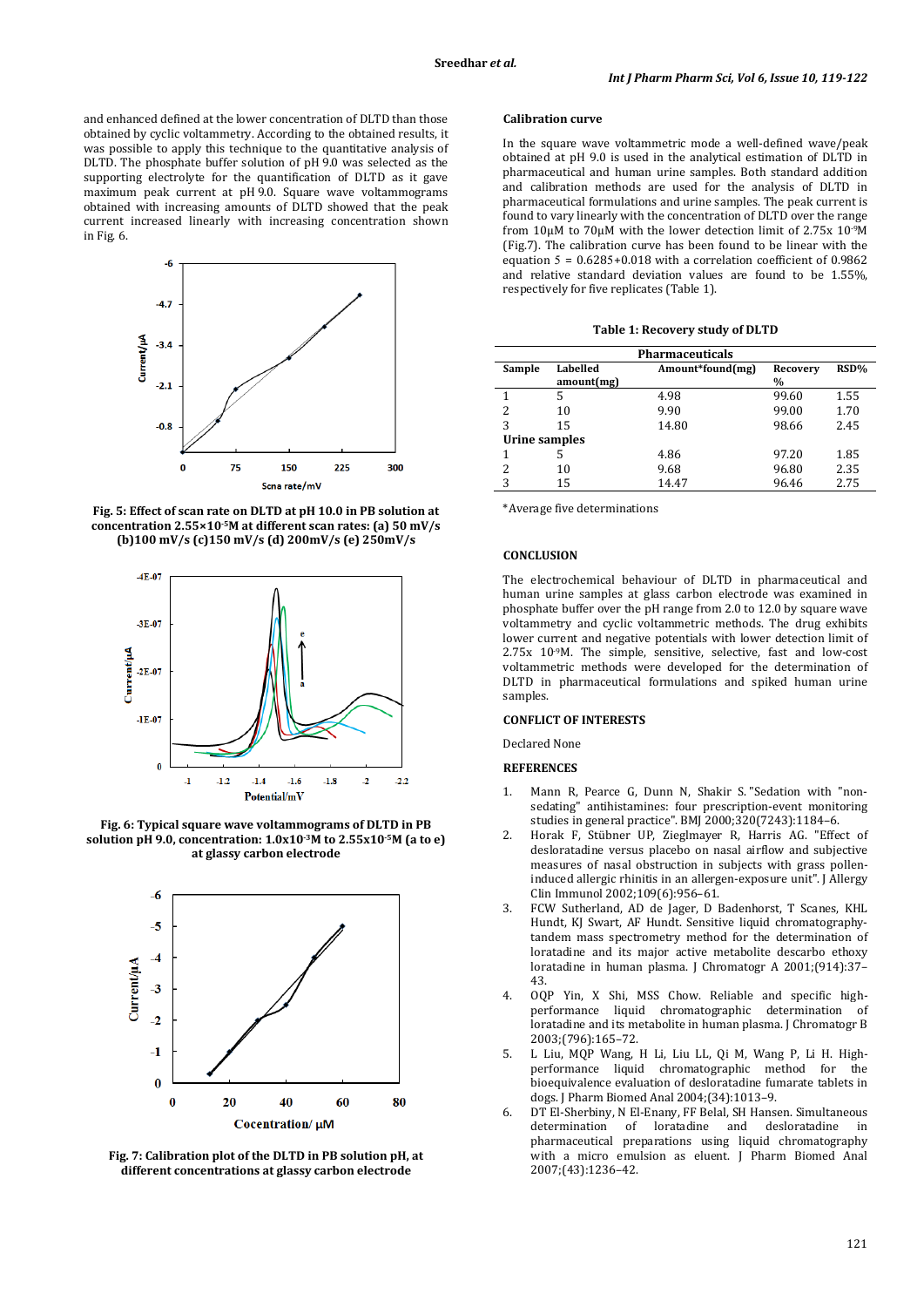and enhanced defined at the lower concentration of DLTD than those obtained by cyclic voltammetry. According to the obtained results, it was possible to apply this technique to the quantitative analysis of DLTD. The phosphate buffer solution of pH 9.0 was selected as the supporting electrolyte for the quantification of DLTD as it gave maximum peak current at pH 9.0. Square wave voltammograms obtained with increasing amounts of DLTD showed that the peak current increased linearly with increasing concentration shown in Fig. 6.

**Fig. 5: Effect of scan rate on DLTD at pH 10.0 in PB solution at concentration 2.55×10$^{-5}$M at different scan rates: (a) 50 mV/s (b)100 mV/s (c)150 mV/s (d) 200mV/s (e) 250mV/s**

**Fig. 6: Typical square wave voltammograms of DLTD in PB solution pH 9.0, concentration: 1.0x10$^{-3}$M to 2.55x10$^{-5}$M (a to e) at glassy carbon electrode**

**Fig. 7: Calibration plot of the DLTD in PB solution pH, at different concentrations at glassy carbon electrode**

### Calibration curve

In the square wave voltammetric mode a well-defined wave/peak obtained at pH 9.0 is used in the analytical estimation of DLTD in pharmaceutical and human urine samples. Both standard addition and calibration methods are used for the analysis of DLTD in pharmaceutical formulations and urine samples. The peak current is found to vary linearly with the concentration of DLTD over the range from 10µM to 70µM with the lower detection limit of 2.75x 10$^{-9}$M (Fig.7). The calibration curve has been found to be linear with the equation 5 = 0.6285+0.018 with a correlation coefficient of 0.9862 and relative standard deviation values are found to be 1.55%, respectively for five replicates (Table 1).

**Table 1: Recovery study of DLTD**

| Sample | Labelled amount(mg) | Amount*found(mg) | Recovery % | RSD% |
|---|---|---|---|---|
| **Pharmaceuticals** | | | | |
| 1 | 5 | 4.98 | 99.60 | 1.55 |
| 2 | 10 | 9.90 | 99.00 | 1.70 |
| 3 | 15 | 14.80 | 98.66 | 2.45 |
| **Urine samples** | | | | |
| 1 | 5 | 4.86 | 97.20 | 1.85 |
| 2 | 10 | 9.68 | 96.80 | 2.35 |
| 3 | 15 | 14.47 | 96.46 | 2.75 |

*Average five determinations

## CONCLUSION

The electrochemical behaviour of DLTD in pharmaceutical and human urine samples at glass carbon electrode was examined in phosphate buffer over the pH range from 2.0 to 12.0 by square wave voltammetry and cyclic voltammetric methods. The drug exhibits lower current and negative potentials with lower detection limit of 2.75 10$^{-9}$M. The simple, sensitive, selective, fast and low-cost voltammetric methods were developed for the determination of DLTD in pharmaceutical formulations and spiked human urine samples.

## CONFLICT OF INTERESTS

Declared None

## REFERENCES

1. Mann R, Pearce G, Dunn N, Shakir S. "Sedation with "non-sedating" antihistamines: four prescription-event monitoring studies in general practice". BMJ 2000;320(7243):1184–6.
2. Horak F, Stübner UP, Zieglmayer R, Harris AG. "Effect of desloratadine versus placebo on nasal airflow and subjective measures of nasal obstruction in subjects with grass pollen-induced allergic rhinitis in an allergen-exposure unit". J Allergy Clin Immunol 2002;109(6):956–61.
3. FCW Sutherland, AD de Jager, D Badenhorst, T Scanes, KHL Hundt, KJ Swart, AF Hundt. Sensitive liquid chromatography-tandem mass spectrometry method for the determination of loratadine and its major active metabolite descarbo ethoxy loratadine in human plasma. J Chromatogr A 2001;(914):37–43.
4. OQP Yin, X Shi, MSS Chow. Reliable and specific high-performance liquid chromatographic determination of loratadine and its metabolite in human plasma. J Chromatogr B 2003;(796):165–72.
5. L Liu, MQP Wang, H Li, Liu LL, Qi M, Wang P, Li H. High-performance liquid chromatographic method for the bioequivalence evaluation of desloratadine fumarate tablets in dogs. J Pharm Biomed Anal 2004;(34):1013–9.
6. DT El-Sherbiny, N El-Enany, FF Belal, SH Hansen. Simultaneous determination of loratadine and desloratadine in pharmaceutical preparations using liquid chromatography with a micro emulsion as eluent. J Pharm Biomed Anal 2007;(43):1236–42.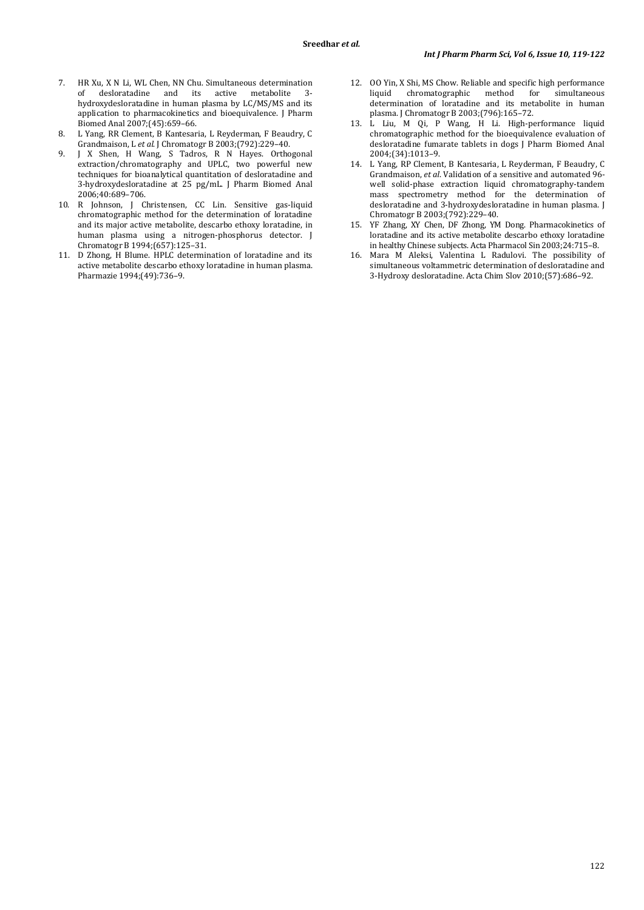7. HR Xu, X N Li, WL Chen, NN Chu. Simultaneous determination of desloratadine and its active metabolite 3-hydroxydesloratadine in human plasma by LC/MS/MS and its application to pharmacokinetics and bioequivalence. J Pharm Biomed Anal 2007;(45):659–66.
8. L Yang, RR Clement, B Kantesaria, L Reyderman, F Beaudry, C Grandmaison, L *et al*. J Chromatogr B 2003;(792):229–40.
9. J X Shen, H Wang, S Tadros, R N Hayes. Orthogonal extraction/chromatography and UPLC, two powerful new techniques for bioanalytical quantitation of desloratadine and 3-hydroxydesloratadine at 25 pg/mL. J Pharm Biomed Anal 2006;40:689–706.
10. R Johnson, J Christensen, CC Lin. Sensitive gas-liquid chromatographic method for the determination of loratadine and its major active metabolite, descarbo ethoxy loratadine, in human plasma using a nitrogen-phosphorus detector. J Chromatogr B 1994;(657):125–31.
11. D Zhong, H Blume. HPLC determination of loratadine and its active metabolite descarbo ethoxy loratadine in human plasma. Pharmazie 1994;(49):736–9.
12. OO Yin, X Shi, MS Chow. Reliable and specific high performance liquid chromatographic method for simultaneous determination of loratadine and its metabolite in human plasma. J Chromatogr B 2003;(796):165–72.
13. L Liu, M Qi, P Wang, H Li. High-performance liquid chromatographic method for the bioequivalence evaluation of desloratadine fumarate tablets in dogs J Pharm Biomed Anal 2004;(34):1013–9.
14. L Yang, RP Clement, B Kantesaria, L Reyderman, F Beaudry, C Grandmaison, *et al*. Validation of a sensitive and automated 96-well solid-phase extraction liquid chromatography-tandem mass spectrometry method for the determination of desloratadine and 3-hydroxydesloratadine in human plasma. J Chromatogr B 2003;(792):229–40.
15. YF Zhang, XY Chen, DF Zhong, YM Dong. Pharmacokinetics of loratadine and its active metabolite descarbo ethoxy loratadine in healthy Chinese subjects. Acta Pharmacol Sin 2003;24:715–8.
16. Mara M Aleksi, Valentina L Radulovi. The possibility of simultaneous voltammetric determination of desloratadine and 3-Hydroxy desloratadine. Acta Chim Slov 2010;(57):686–92.